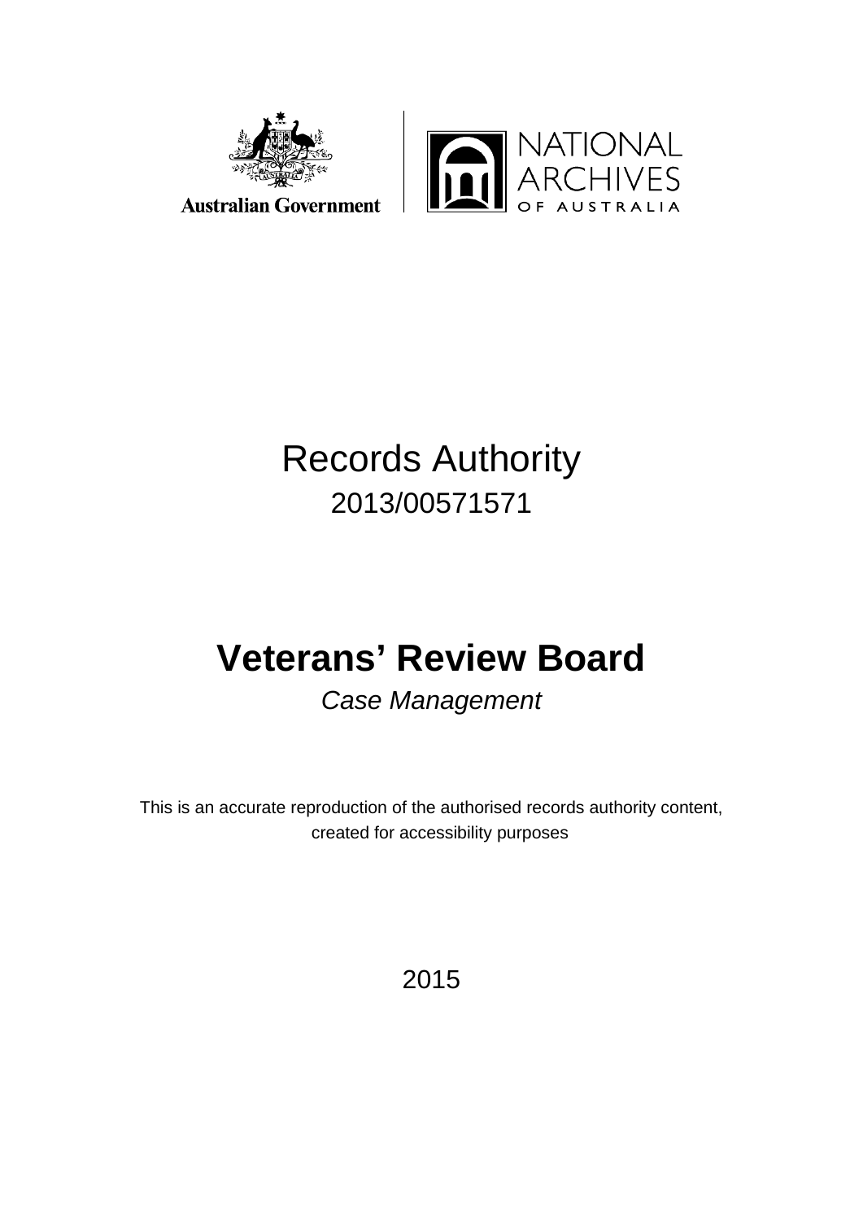Australian Government

NATIONAL ARCHIVES OF AUSTRALIA

# Records Authority

2013/00571571

# Veterans' Review Board

*Case Management*

This is an accurate reproduction of the authorised records authority content, created for accessibility purposes

2015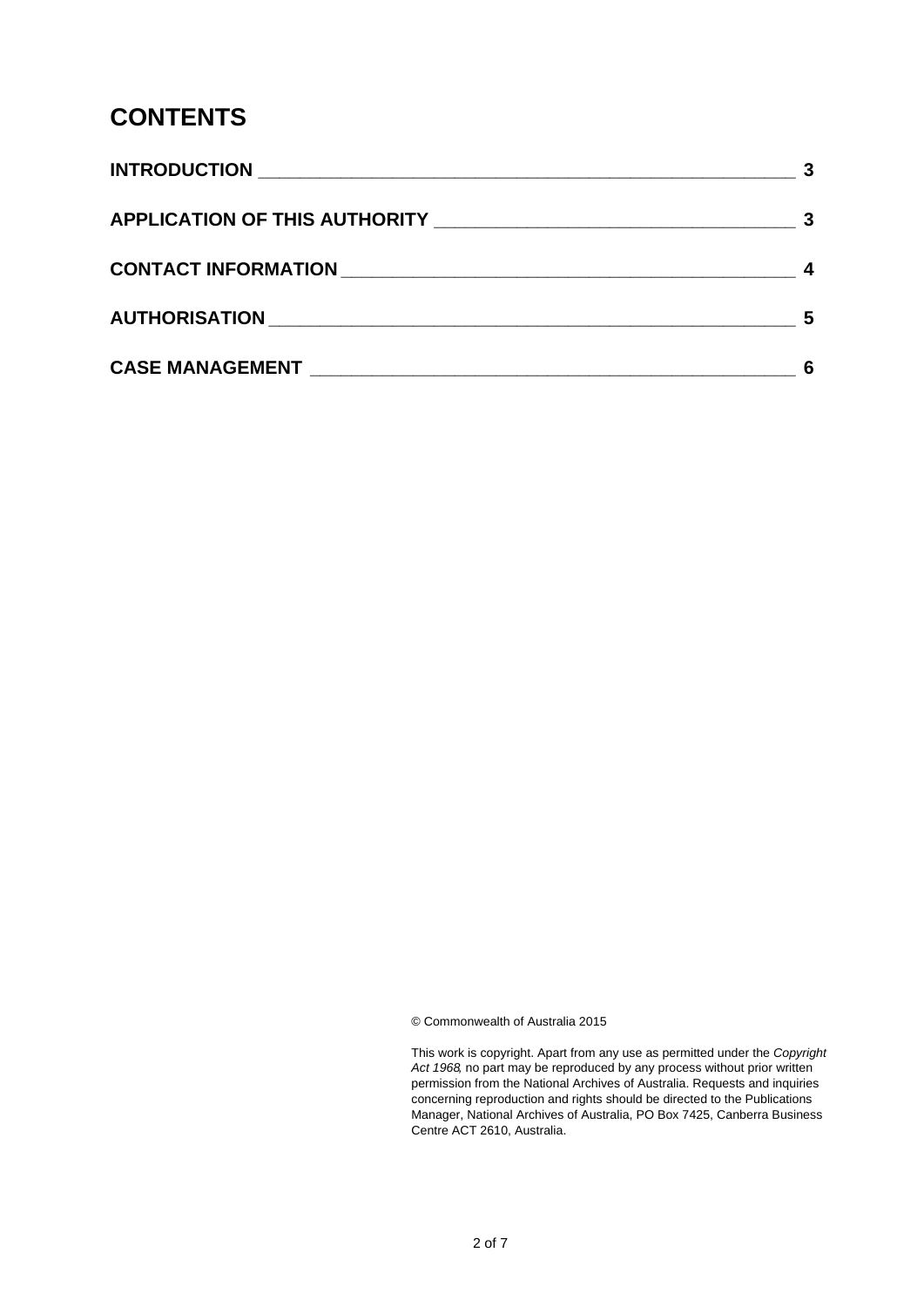# CONTENTS

| | |
|---|---|
| **INTRODUCTION** | **3** |
| **APPLICATION OF THIS AUTHORITY** | **3** |
| **CONTACT INFORMATION** | **4** |
| **AUTHORISATION** | **5** |
| **CASE MANAGEMENT** | **6** |

© Commonwealth of Australia 2015

This work is copyright. Apart from any use as permitted under the *Copyright Act 1968*, no part may be reproduced by any process without prior written permission from the National Archives of Australia. Requests and inquiries concerning reproduction and rights should be directed to the Publications Manager, National Archives of Australia, PO Box 7425, Canberra Business Centre ACT 2610, Australia.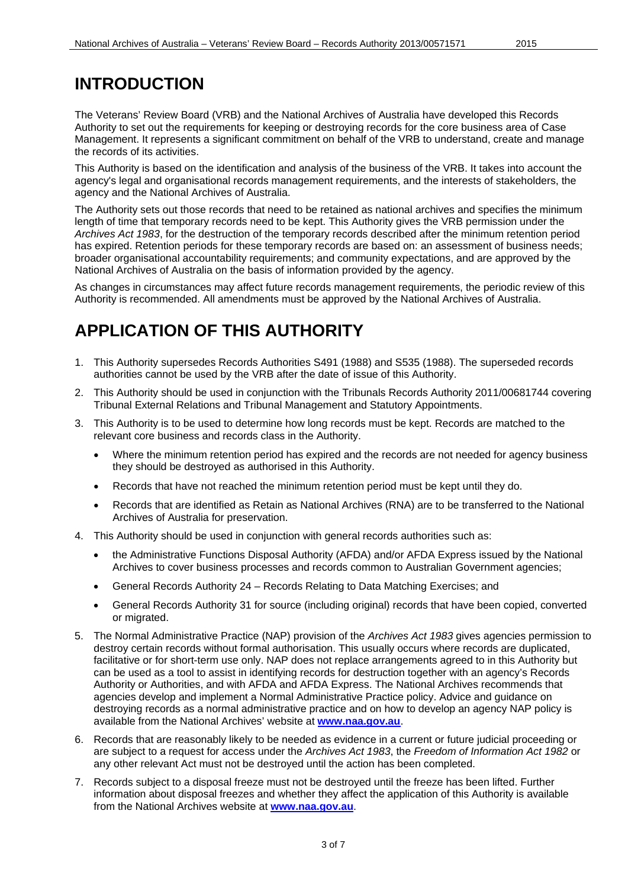# INTRODUCTION

The Veterans' Review Board (VRB) and the National Archives of Australia have developed this Records Authority to set out the requirements for keeping or destroying records for the core business area of Case Management. It represents a significant commitment on behalf of the VRB to understand, create and manage the records of its activities.

This Authority is based on the identification and analysis of the business of the VRB. It takes into account the agency's legal and organisational records management requirements, and the interests of stakeholders, the agency and the National Archives of Australia.

The Authority sets out those records that need to be retained as national archives and specifies the minimum length of time that temporary records need to be kept. This Authority gives the VRB permission under the *Archives Act 1983*, for the destruction of the temporary records described after the minimum retention period has expired. Retention periods for these temporary records are based on: an assessment of business needs; broader organisational accountability requirements; and community expectations, and are approved by the National Archives of Australia on the basis of information provided by the agency.

As changes in circumstances may affect future records management requirements, the periodic review of this Authority is recommended. All amendments must be approved by the National Archives of Australia.

# APPLICATION OF THIS AUTHORITY

1. This Authority supersedes Records Authorities S491 (1988) and S535 (1988). The superseded records authorities cannot be used by the VRB after the date of issue of this Authority.
2. This Authority should be used in conjunction with the Tribunals Records Authority 2011/00681744 covering Tribunal External Relations and Tribunal Management and Statutory Appointments.
3. This Authority is to be used to determine how long records must be kept. Records are matched to the relevant core business and records class in the Authority.
   - Where the minimum retention period has expired and the records are not needed for agency business they should be destroyed as authorised in this Authority.
   - Records that have not reached the minimum retention period must be kept until they do.
   - Records that are identified as Retain as National Archives (RNA) are to be transferred to the National Archives of Australia for preservation.
4. This Authority should be used in conjunction with general records authorities such as:
   - the Administrative Functions Disposal Authority (AFDA) and/or AFDA Express issued by the National Archives to cover business processes and records common to Australian Government agencies;
   - General Records Authority 24 – Records Relating to Data Matching Exercises; and
   - General Records Authority 31 for source (including original) records that have been copied, converted or migrated.
5. The Normal Administrative Practice (NAP) provision of the *Archives Act 1983* gives agencies permission to destroy certain records without formal authorisation. This usually occurs where records are duplicated, facilitative or for short-term use only. NAP does not replace arrangements agreed to in this Authority but can be used as a tool to assist in identifying records for destruction together with an agency's Records Authority or Authorities, and with AFDA and AFDA Express. The National Archives recommends that agencies develop and implement a Normal Administrative Practice policy. Advice and guidance on destroying records as a normal administrative practice and on how to develop an agency NAP policy is available from the National Archives' website at **www.naa.gov.au**.
6. Records that are reasonably likely to be needed as evidence in a current or future judicial proceeding or are subject to a request for access under the *Archives Act 1983*, the *Freedom of Information Act 1982* or any other relevant Act must not be destroyed until the action has been completed.
7. Records subject to a disposal freeze must not be destroyed until the freeze has been lifted. Further information about disposal freezes and whether they affect the application of this Authority is available from the National Archives website at **www.naa.gov.au**.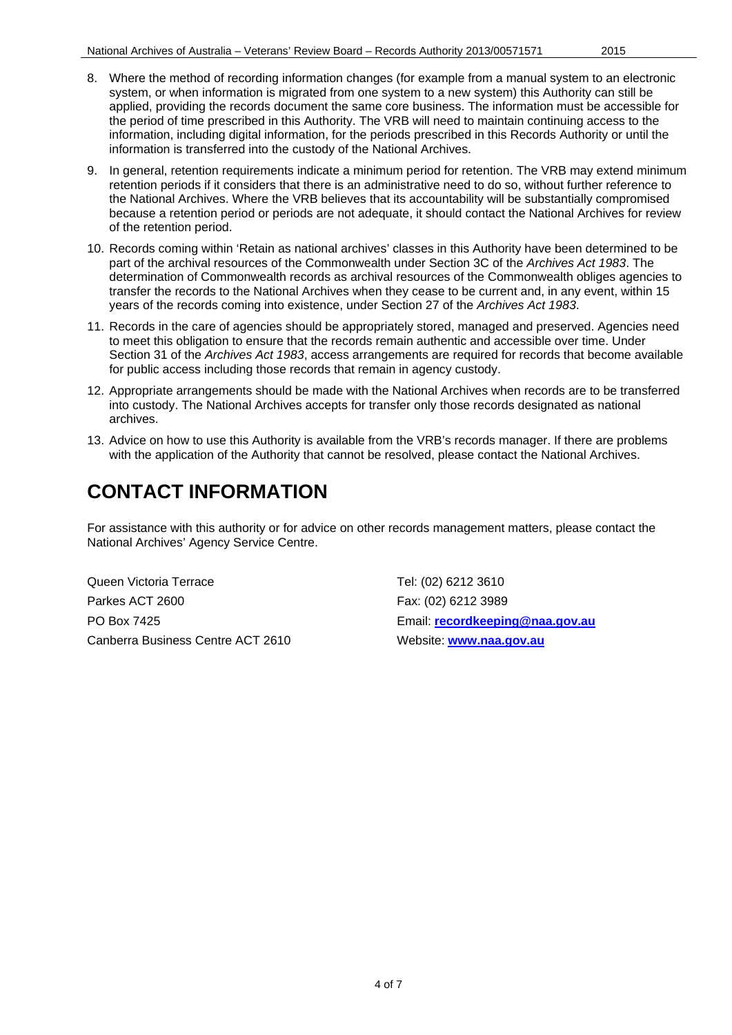8. Where the method of recording information changes (for example from a manual system to an electronic system, or when information is migrated from one system to a new system) this Authority can still be applied, providing the records document the same core business. The information must be accessible for the period of time prescribed in this Authority. The VRB will need to maintain continuing access to the information, including digital information, for the periods prescribed in this Records Authority or until the information is transferred into the custody of the National Archives.
9. In general, retention requirements indicate a minimum period for retention. The VRB may extend minimum retention periods if it considers that there is an administrative need to do so, without further reference to the National Archives. Where the VRB believes that its accountability will be substantially compromised because a retention period or periods are not adequate, it should contact the National Archives for review of the retention period.
10. Records coming within 'Retain as national archives' classes in this Authority have been determined to be part of the archival resources of the Commonwealth under Section 3C of the *Archives Act 1983*. The determination of Commonwealth records as archival resources of the Commonwealth obliges agencies to transfer the records to the National Archives when they cease to be current and, in any event, within 15 years of the records coming into existence, under Section 27 of the *Archives Act 1983*.
11. Records in the care of agencies should be appropriately stored, managed and preserved. Agencies need to meet this obligation to ensure that the records remain authentic and accessible over time. Under Section 31 of the *Archives Act 1983*, access arrangements are required for records that become available for public access including those records that remain in agency custody.
12. Appropriate arrangements should be made with the National Archives when records are to be transferred into custody. The National Archives accepts for transfer only those records designated as national archives.
13. Advice on how to use this Authority is available from the VRB's records manager. If there are problems with the application of the Authority that cannot be resolved, please contact the National Archives.

# CONTACT INFORMATION

For assistance with this authority or for advice on other records management matters, please contact the National Archives' Agency Service Centre.

Queen Victoria Terrace
Parkes ACT 2600
PO Box 7425
Canberra Business Centre ACT 2610

Tel: (02) 6212 3610
Fax: (02) 6212 3989
Email: **recordkeeping@naa.gov.au**
Website: **www.naa.gov.au**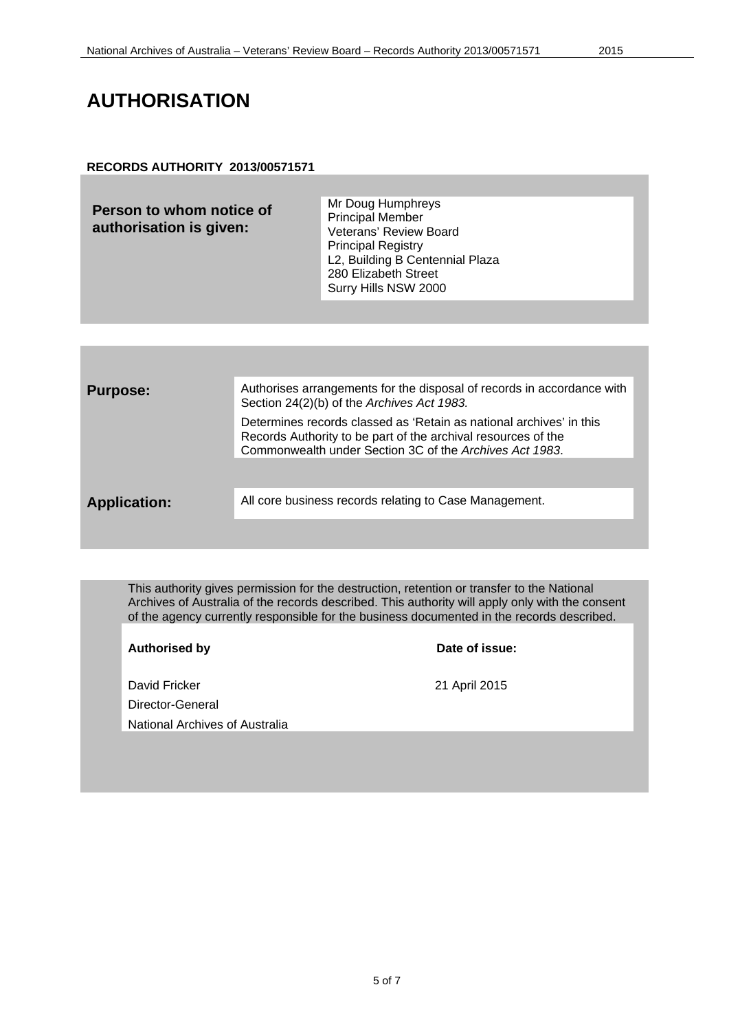# AUTHORISATION

**RECORDS AUTHORITY 2013/00571571**

| | |
|---|---|
| **Person to whom notice of authorisation is given:** | Mr Doug Humphreys<br>Principal Member<br>Veterans' Review Board<br>Principal Registry<br>L2, Building B Centennial Plaza<br>280 Elizabeth Street<br>Surry Hills NSW 2000 |

| | |
|---|---|
| **Purpose:** | Authorises arrangements for the disposal of records in accordance with Section 24(2)(b) of the *Archives Act 1983.*<br><br>Determines records classed as 'Retain as national archives' in this Records Authority to be part of the archival resources of the Commonwealth under Section 3C of the *Archives Act 1983*. |
| **Application:** | All core business records relating to Case Management. |

This authority gives permission for the destruction, retention or transfer to the National Archives of Australia of the records described. This authority will apply only with the consent of the agency currently responsible for the business documented in the records described.

| **Authorised by** | **Date of issue:** |
|---|---|
| David Fricker<br>Director-General<br>National Archives of Australia | 21 April 2015 |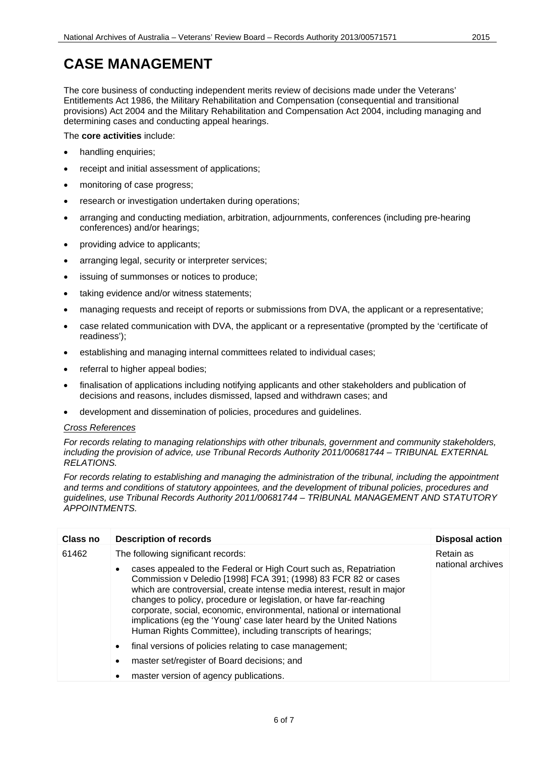# CASE MANAGEMENT

The core business of conducting independent merits review of decisions made under the Veterans' Entitlements Act 1986, the Military Rehabilitation and Compensation (consequential and transitional provisions) Act 2004 and the Military Rehabilitation and Compensation Act 2004, including managing and determining cases and conducting appeal hearings.

The **core activities** include:

- handling enquiries;
- receipt and initial assessment of applications;
- monitoring of case progress;
- research or investigation undertaken during operations;
- arranging and conducting mediation, arbitration, adjournments, conferences (including pre-hearing conferences) and/or hearings;
- providing advice to applicants;
- arranging legal, security or interpreter services;
- issuing of summonses or notices to produce;
- taking evidence and/or witness statements;
- managing requests and receipt of reports or submissions from DVA, the applicant or a representative;
- case related communication with DVA, the applicant or a representative (prompted by the 'certificate of readiness');
- establishing and managing internal committees related to individual cases;
- referral to higher appeal bodies;
- finalisation of applications including notifying applicants and other stakeholders and publication of decisions and reasons, includes dismissed, lapsed and withdrawn cases; and
- development and dissemination of policies, procedures and guidelines.

*Cross References*

*For records relating to managing relationships with other tribunals, government and community stakeholders, including the provision of advice, use Tribunal Records Authority 2011/00681744 – TRIBUNAL EXTERNAL RELATIONS.*

*For records relating to establishing and managing the administration of the tribunal, including the appointment and terms and conditions of statutory appointees, and the development of tribunal policies, procedures and guidelines, use Tribunal Records Authority 2011/00681744 – TRIBUNAL MANAGEMENT AND STATUTORY APPOINTMENTS.*

| Class no | Description of records | Disposal action |
|---|---|---|
| 61462 | The following significant records:<br>• cases appealed to the Federal or High Court such as, Repatriation Commission v Deledio [1998] FCA 391; (1998) 83 FCR 82 or cases which are controversial, create intense media interest, result in major changes to policy, procedure or legislation, or have far-reaching corporate, social, economic, environmental, national or international implications (eg the 'Young' case later heard by the United Nations Human Rights Committee), including transcripts of hearings;<br>• final versions of policies relating to case management;<br>• master set/register of Board decisions; and<br>• master version of agency publications. | Retain as national archives |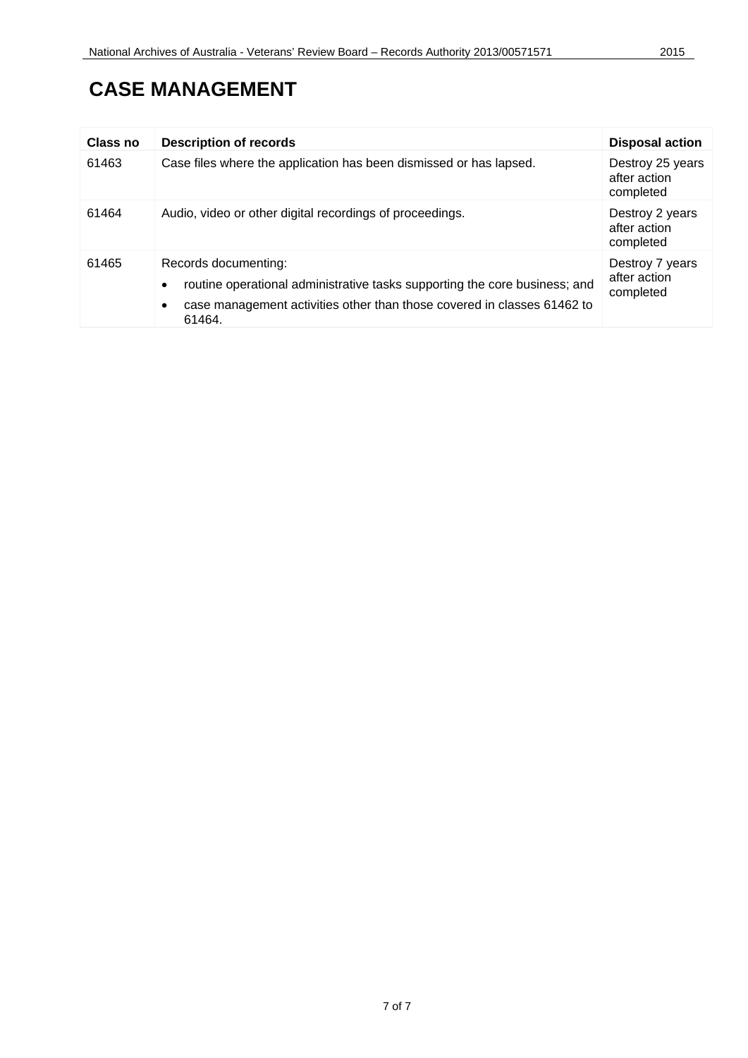# CASE MANAGEMENT

| Class no | Description of records | Disposal action |
|---|---|---|
| 61463 | Case files where the application has been dismissed or has lapsed. | Destroy 25 years after action completed |
| 61464 | Audio, video or other digital recordings of proceedings. | Destroy 2 years after action completed |
| 61465 | Records documenting:<br>• routine operational administrative tasks supporting the core business; and<br>• case management activities other than those covered in classes 61462 to 61464. | Destroy 7 years after action completed |